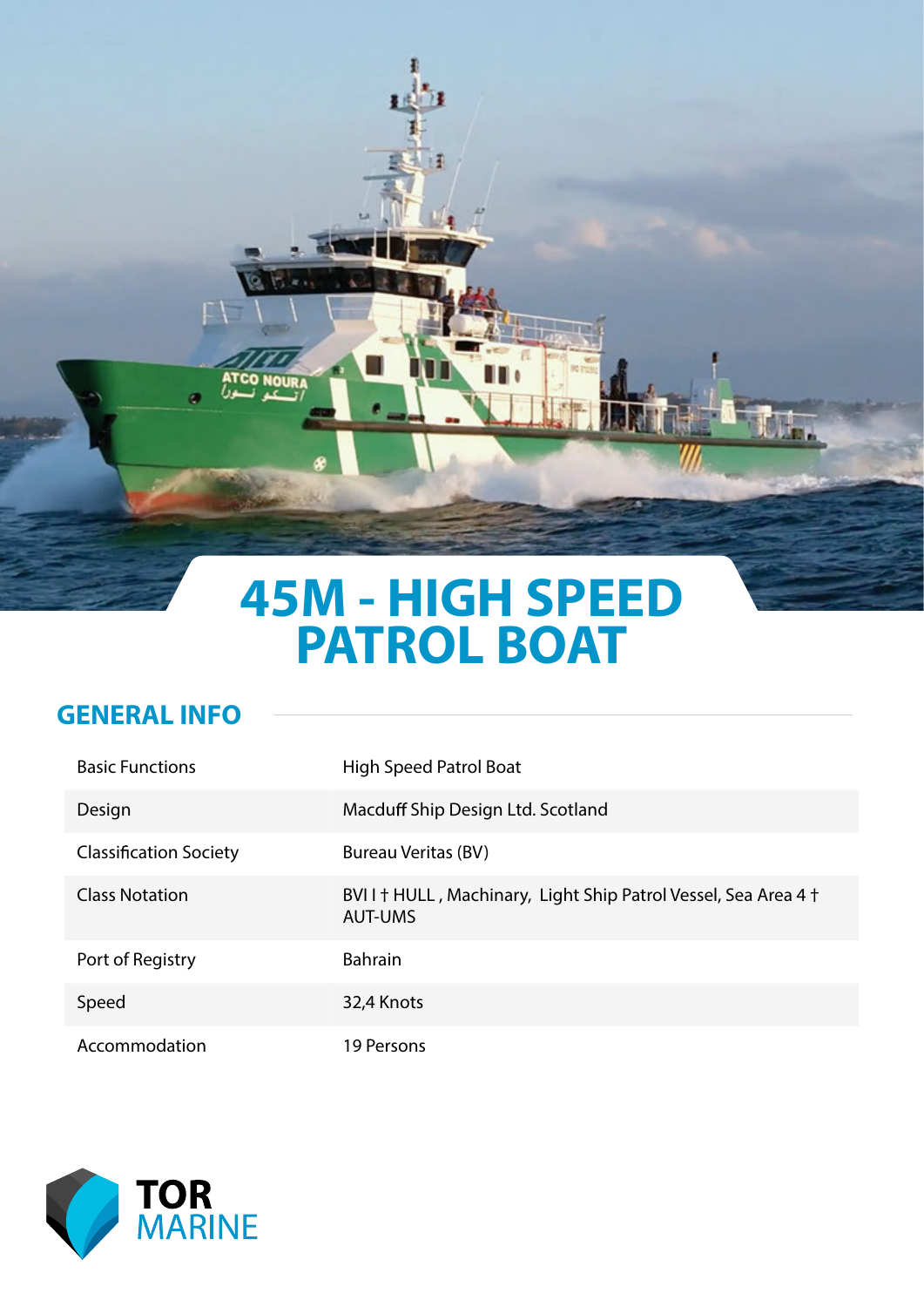# 45M - HIGH SPEED PATROL BOAT

## GENERAL INFO

| | |
|---|---|
| Basic Functions | High Speed Patrol Boat |
| Design | Macduff Ship Design Ltd. Scotland |
| Classification Society | Bureau Veritas (BV) |
| Class Notation | BVI I † HULL , Machinary, Light Ship Patrol Vessel, Sea Area 4 † AUT-UMS |
| Port of Registry | Bahrain |
| Speed | 32,4 Knots |
| Accommodation | 19 Persons |

TOR MARINE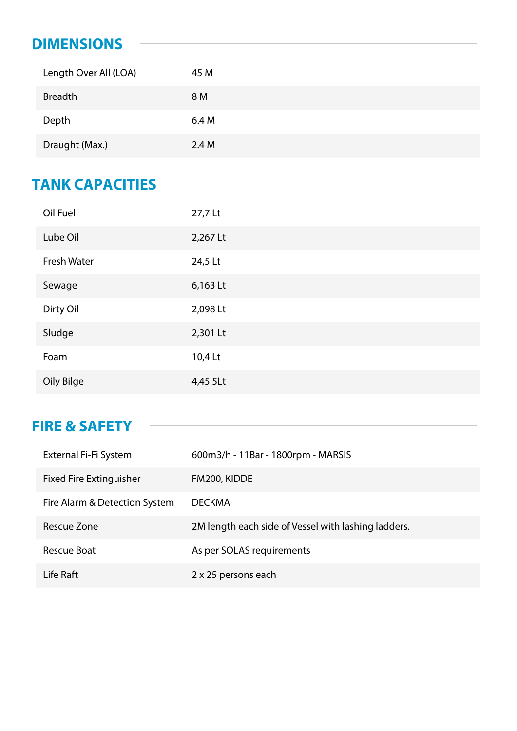## DIMENSIONS

| | |
|---|---|
| Length Over All (LOA) | 45 M |
| Breadth | 8 M |
| Depth | 6.4 M |
| Draught (Max.) | 2.4 M |

## TANK CAPACITIES

| | |
|---|---|
| Oil Fuel | 27,7 Lt |
| Lube Oil | 2,267 Lt |
| Fresh Water | 24,5 Lt |
| Sewage | 6,163 Lt |
| Dirty Oil | 2,098 Lt |
| Sludge | 2,301 Lt |
| Foam | 10,4 Lt |
| Oily Bilge | 4,45 5Lt |

## FIRE & SAFETY

| | |
|---|---|
| External Fi-Fi System | 600m3/h - 11Bar - 1800rpm - MARSIS |
| Fixed Fire Extinguisher | FM200, KIDDE |
| Fire Alarm & Detection System | DECKMA |
| Rescue Zone | 2M length each side of Vessel with lashing ladders. |
| Rescue Boat | As per SOLAS requirements |
| Life Raft | 2 x 25 persons each |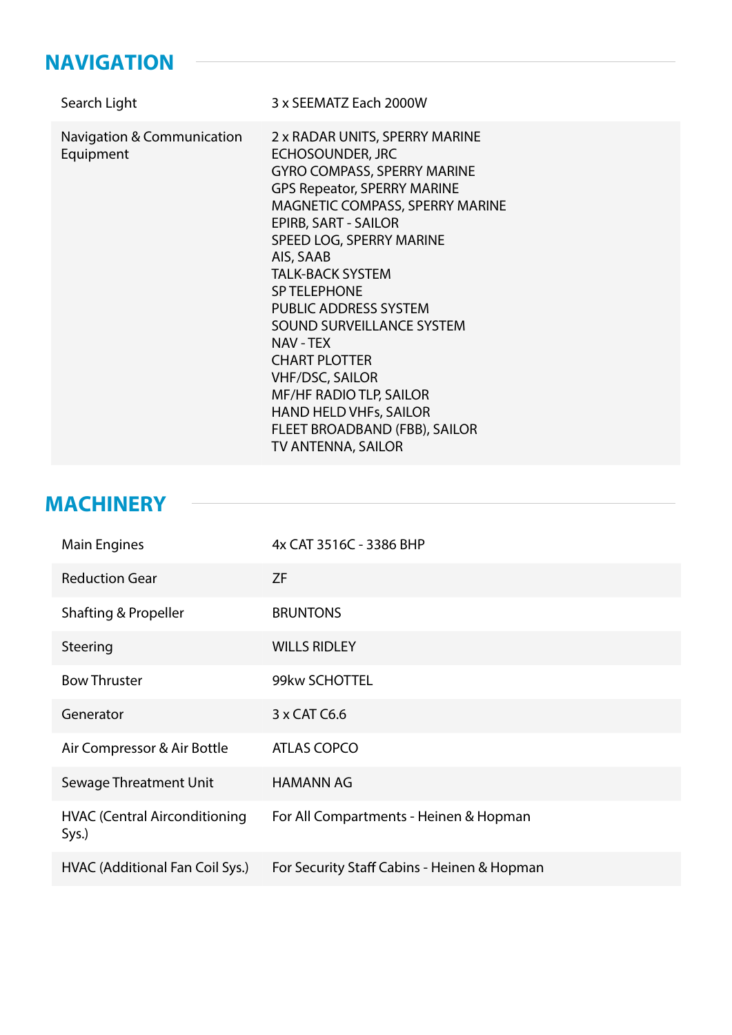## NAVIGATION

| | |
|---|---|
| Search Light | 3 x SEEMATZ Each 2000W |
| Navigation & Communication Equipment | 2 x RADAR UNITS, SPERRY MARINE<br>ECHOSOUNDER, JRC<br>GYRO COMPASS, SPERRY MARINE<br>GPS Repeator, SPERRY MARINE<br>MAGNETIC COMPASS, SPERRY MARINE<br>EPIRB, SART - SAILOR<br>SPEED LOG, SPERRY MARINE<br>AIS, SAAB<br>TALK-BACK SYSTEM<br>SP TELEPHONE<br>PUBLIC ADDRESS SYSTEM<br>SOUND SURVEILLANCE SYSTEM<br>NAV - TEX<br>CHART PLOTTER<br>VHF/DSC, SAILOR<br>MF/HF RADIO TLP, SAILOR<br>HAND HELD VHFs, SAILOR<br>FLEET BROADBAND (FBB), SAILOR<br>TV ANTENNA, SAILOR |

## MACHINERY

| | |
|---|---|
| Main Engines | 4x CAT 3516C - 3386 BHP |
| Reduction Gear | ZF |
| Shafting & Propeller | BRUNTONS |
| Steering | WILLS RIDLEY |
| Bow Thruster | 99kw SCHOTTEL |
| Generator | 3 x CAT C6.6 |
| Air Compressor & Air Bottle | ATLAS COPCO |
| Sewage Threatment Unit | HAMANN AG |
| HVAC (Central Airconditioning Sys.) | For All Compartments - Heinen & Hopman |
| HVAC (Additional Fan Coil Sys.) | For Security Staff Cabins - Heinen & Hopman |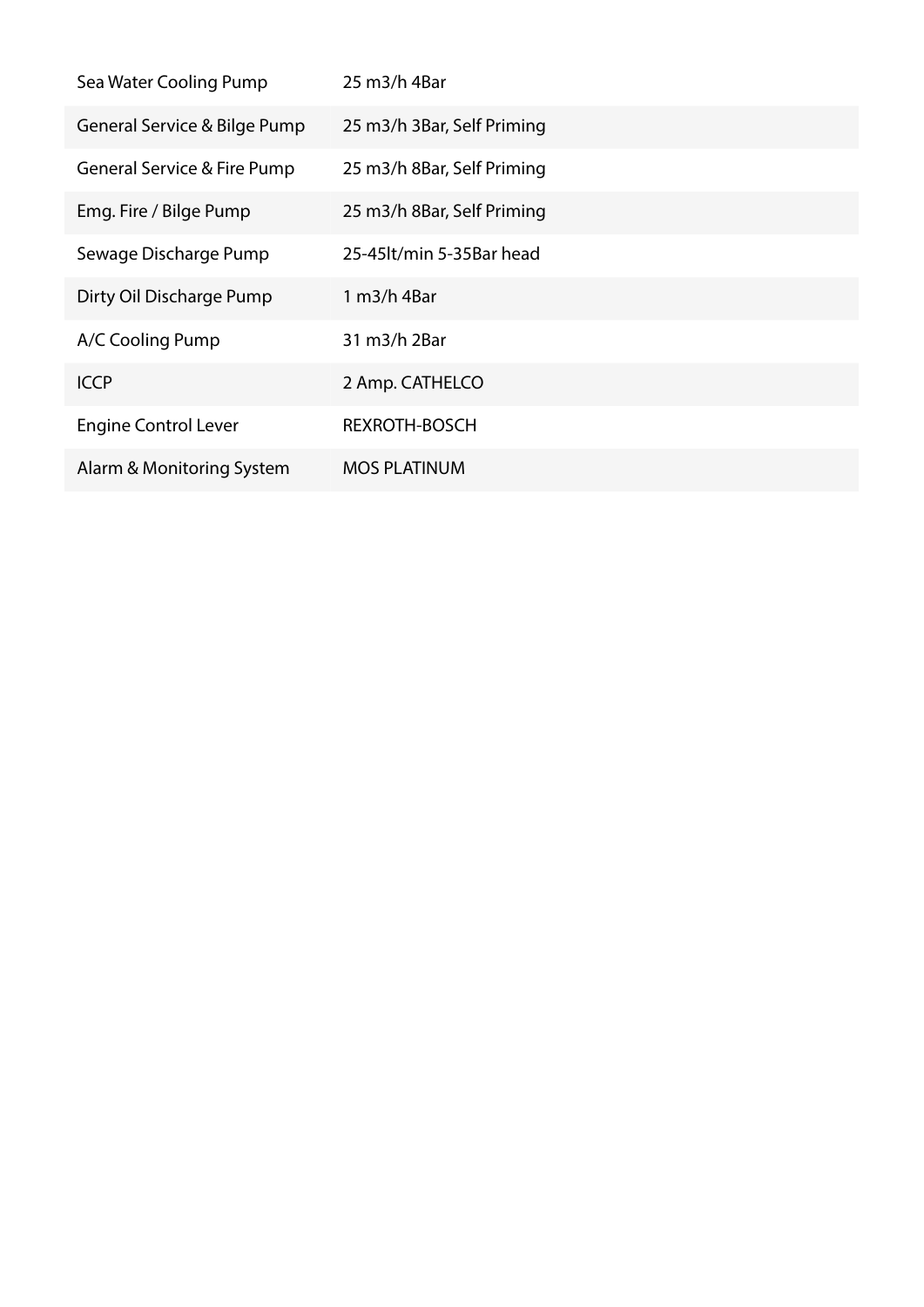| | |
|---|---|
| Sea Water Cooling Pump | 25 m3/h 4Bar |
| General Service & Bilge Pump | 25 m3/h 3Bar, Self Priming |
| General Service & Fire Pump | 25 m3/h 8Bar, Self Priming |
| Emg. Fire / Bilge Pump | 25 m3/h 8Bar, Self Priming |
| Sewage Discharge Pump | 25-45lt/min 5-35Bar head |
| Dirty Oil Discharge Pump | 1 m3/h 4Bar |
| A/C Cooling Pump | 31 m3/h 2Bar |
| ICCP | 2 Amp. CATHELCO |
| Engine Control Lever | REXROTH-BOSCH |
| Alarm & Monitoring System | MOS PLATINUM |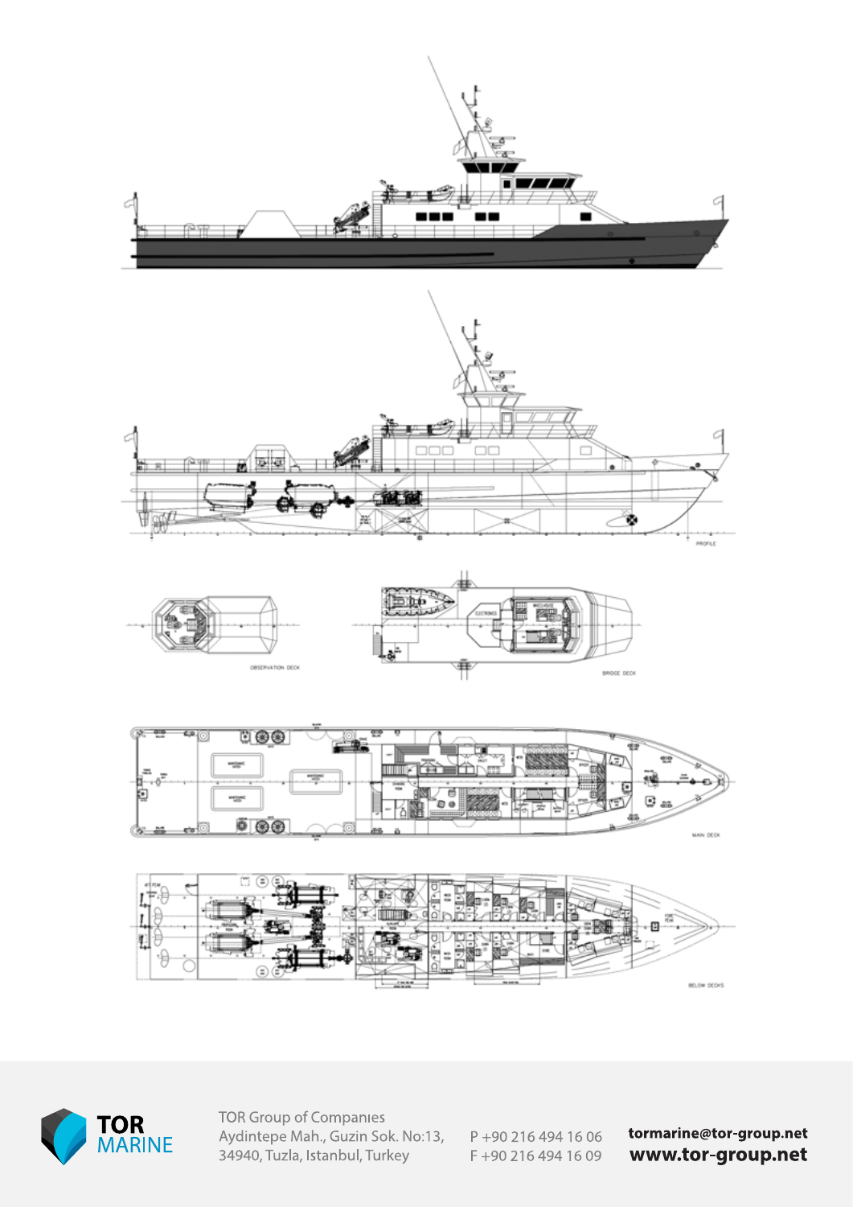PROFILE

OBSERVATION DECK

BRIDGE DECK

MAIN DECK

BELOW DECKS

**TOR MARINE**

TOR Group of Companıes
Aydintepe Mah., Guzin Sok. No:13,
34940, Tuzla, Istanbul, Turkey

P +90 216 494 16 06
F +90 216 494 16 09

**tormarine@tor-group.net**
**www.tor-group.net**